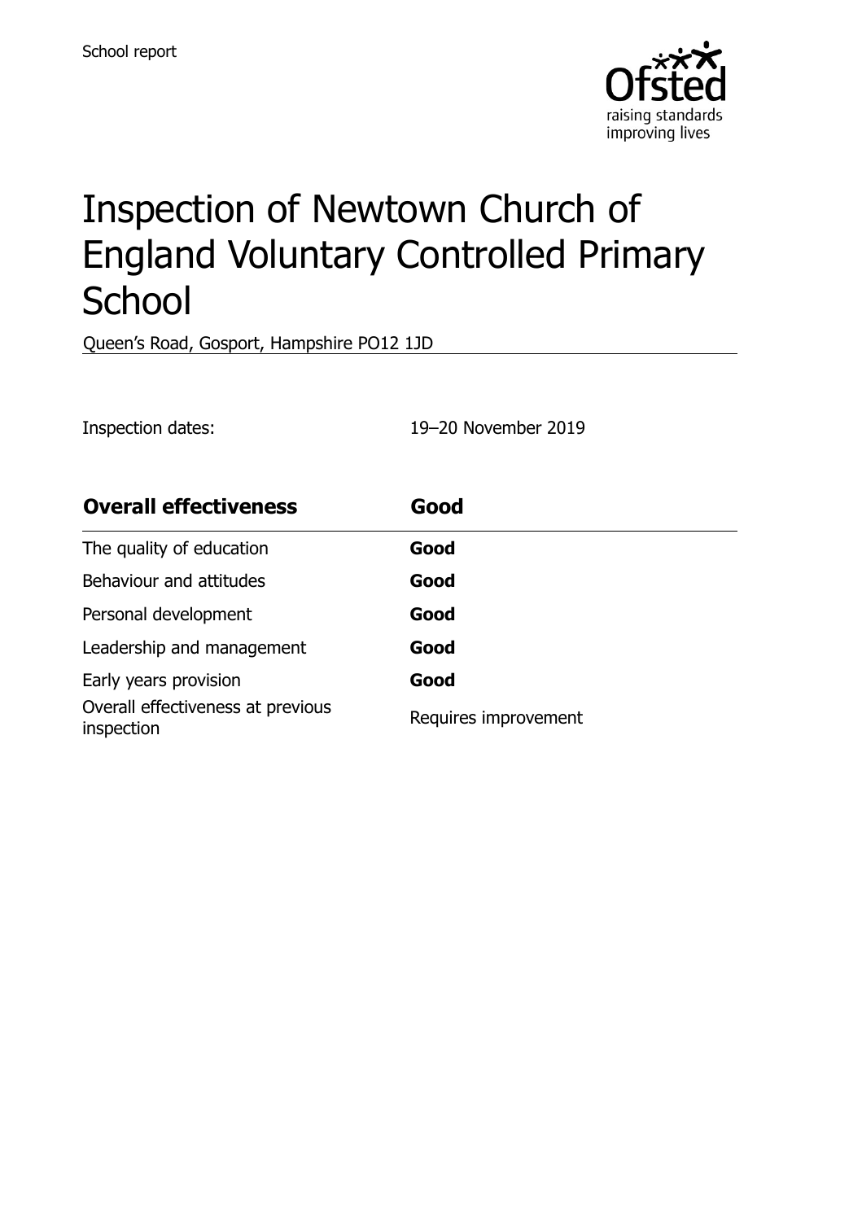School report

# Inspection of Newtown Church of England Voluntary Controlled Primary School

Queen's Road, Gosport, Hampshire PO12 1JD

Inspection dates: 19–20 November 2019

| **Overall effectiveness** | **Good** |
| --- | --- |
| The quality of education | **Good** |
| Behaviour and attitudes | **Good** |
| Personal development | **Good** |
| Leadership and management | **Good** |
| Early years provision | **Good** |
| Overall effectiveness at previous inspection | Requires improvement |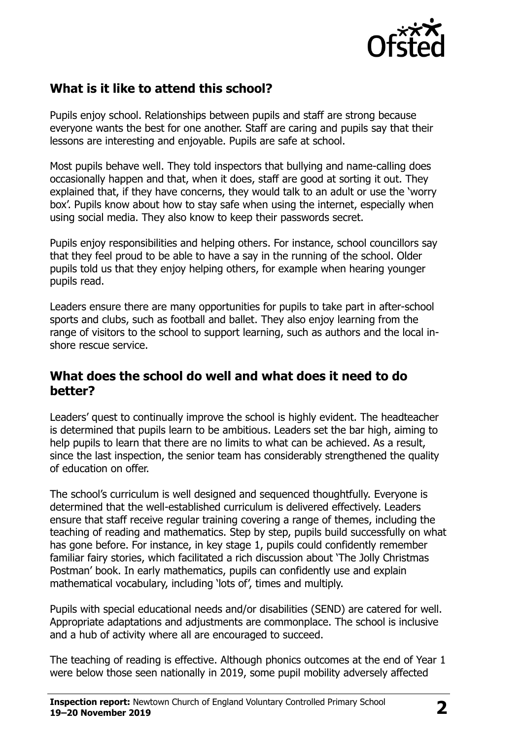## What is it like to attend this school?

Pupils enjoy school. Relationships between pupils and staff are strong because everyone wants the best for one another. Staff are caring and pupils say that their lessons are interesting and enjoyable. Pupils are safe at school.

Most pupils behave well. They told inspectors that bullying and name-calling does occasionally happen and that, when it does, staff are good at sorting it out. They explained that, if they have concerns, they would talk to an adult or use the 'worry box'. Pupils know about how to stay safe when using the internet, especially when using social media. They also know to keep their passwords secret.

Pupils enjoy responsibilities and helping others. For instance, school councillors say that they feel proud to be able to have a say in the running of the school. Older pupils told us that they enjoy helping others, for example when hearing younger pupils read.

Leaders ensure there are many opportunities for pupils to take part in after-school sports and clubs, such as football and ballet. They also enjoy learning from the range of visitors to the school to support learning, such as authors and the local in-shore rescue service.

## What does the school do well and what does it need to do better?

Leaders' quest to continually improve the school is highly evident. The headteacher is determined that pupils learn to be ambitious. Leaders set the bar high, aiming to help pupils to learn that there are no limits to what can be achieved. As a result, since the last inspection, the senior team has considerably strengthened the quality of education on offer.

The school's curriculum is well designed and sequenced thoughtfully. Everyone is determined that the well-established curriculum is delivered effectively. Leaders ensure that staff receive regular training covering a range of themes, including the teaching of reading and mathematics. Step by step, pupils build successfully on what has gone before. For instance, in key stage 1, pupils could confidently remember familiar fairy stories, which facilitated a rich discussion about 'The Jolly Christmas Postman' book. In early mathematics, pupils can confidently use and explain mathematical vocabulary, including 'lots of', times and multiply.

Pupils with special educational needs and/or disabilities (SEND) are catered for well. Appropriate adaptations and adjustments are commonplace. The school is inclusive and a hub of activity where all are encouraged to succeed.

The teaching of reading is effective. Although phonics outcomes at the end of Year 1 were below those seen nationally in 2019, some pupil mobility adversely affected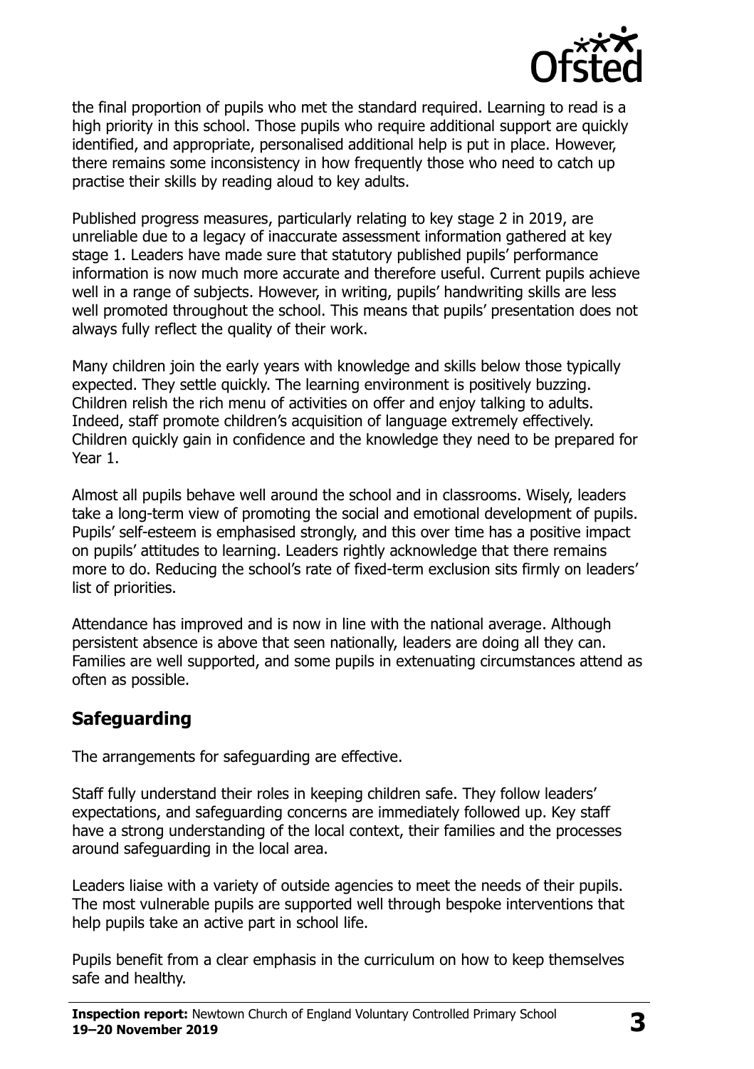the final proportion of pupils who met the standard required. Learning to read is a high priority in this school. Those pupils who require additional support are quickly identified, and appropriate, personalised additional help is put in place. However, there remains some inconsistency in how frequently those who need to catch up practise their skills by reading aloud to key adults.

Published progress measures, particularly relating to key stage 2 in 2019, are unreliable due to a legacy of inaccurate assessment information gathered at key stage 1. Leaders have made sure that statutory published pupils' performance information is now much more accurate and therefore useful. Current pupils achieve well in a range of subjects. However, in writing, pupils' handwriting skills are less well promoted throughout the school. This means that pupils' presentation does not always fully reflect the quality of their work.

Many children join the early years with knowledge and skills below those typically expected. They settle quickly. The learning environment is positively buzzing. Children relish the rich menu of activities on offer and enjoy talking to adults. Indeed, staff promote children's acquisition of language extremely effectively. Children quickly gain in confidence and the knowledge they need to be prepared for Year 1.

Almost all pupils behave well around the school and in classrooms. Wisely, leaders take a long-term view of promoting the social and emotional development of pupils. Pupils' self-esteem is emphasised strongly, and this over time has a positive impact on pupils' attitudes to learning. Leaders rightly acknowledge that there remains more to do. Reducing the school's rate of fixed-term exclusion sits firmly on leaders' list of priorities.

Attendance has improved and is now in line with the national average. Although persistent absence is above that seen nationally, leaders are doing all they can. Families are well supported, and some pupils in extenuating circumstances attend as often as possible.

## Safeguarding

The arrangements for safeguarding are effective.

Staff fully understand their roles in keeping children safe. They follow leaders' expectations, and safeguarding concerns are immediately followed up. Key staff have a strong understanding of the local context, their families and the processes around safeguarding in the local area.

Leaders liaise with a variety of outside agencies to meet the needs of their pupils. The most vulnerable pupils are supported well through bespoke interventions that help pupils take an active part in school life.

Pupils benefit from a clear emphasis in the curriculum on how to keep themselves safe and healthy.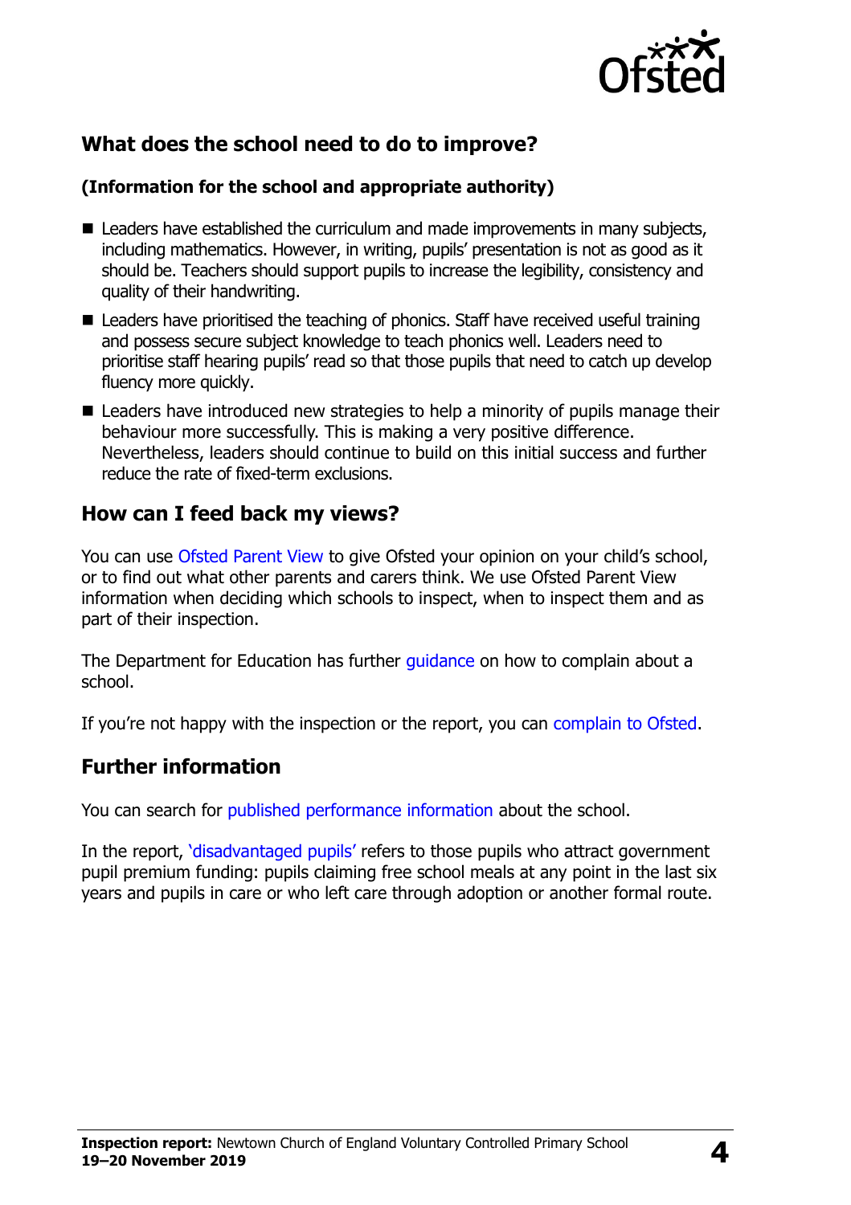## What does the school need to do to improve?

**(Information for the school and appropriate authority)**

- Leaders have established the curriculum and made improvements in many subjects, including mathematics. However, in writing, pupils' presentation is not as good as it should be. Teachers should support pupils to increase the legibility, consistency and quality of their handwriting.
- Leaders have prioritised the teaching of phonics. Staff have received useful training and possess secure subject knowledge to teach phonics well. Leaders need to prioritise staff hearing pupils' read so that those pupils that need to catch up develop fluency more quickly.
- Leaders have introduced new strategies to help a minority of pupils manage their behaviour more successfully. This is making a very positive difference. Nevertheless, leaders should continue to build on this initial success and further reduce the rate of fixed-term exclusions.

## How can I feed back my views?

You can use Ofsted Parent View to give Ofsted your opinion on your child's school, or to find out what other parents and carers think. We use Ofsted Parent View information when deciding which schools to inspect, when to inspect them and as part of their inspection.

The Department for Education has further guidance on how to complain about a school.

If you're not happy with the inspection or the report, you can complain to Ofsted.

## Further information

You can search for published performance information about the school.

In the report, 'disadvantaged pupils' refers to those pupils who attract government pupil premium funding: pupils claiming free school meals at any point in the last six years and pupils in care or who left care through adoption or another formal route.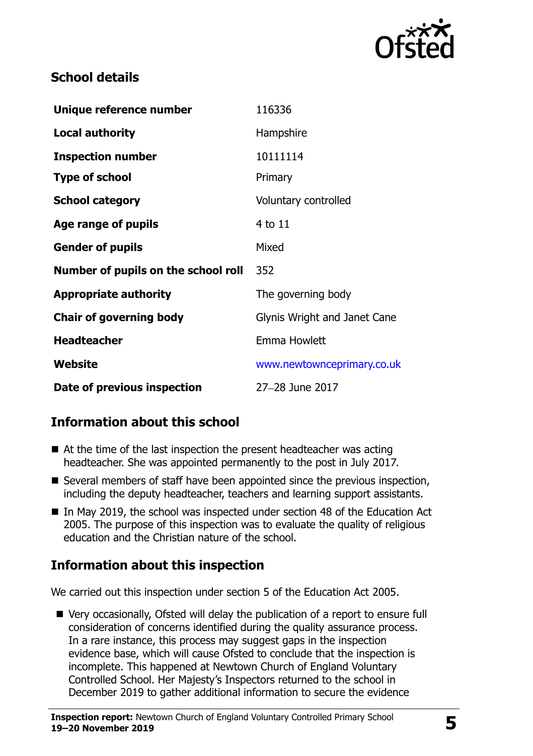## School details

| Unique reference number | 116336 |
|---|---|
| Local authority | Hampshire |
| Inspection number | 10111114 |
| Type of school | Primary |
| School category | Voluntary controlled |
| Age range of pupils | 4 to 11 |
| Gender of pupils | Mixed |
| Number of pupils on the school roll | 352 |
| Appropriate authority | The governing body |
| Chair of governing body | Glynis Wright and Janet Cane |
| Headteacher | Emma Howlett |
| Website | www.newtownceprimary.co.uk |
| Date of previous inspection | 27–28 June 2017 |

## Information about this school

- At the time of the last inspection the present headteacher was acting headteacher. She was appointed permanently to the post in July 2017.
- Several members of staff have been appointed since the previous inspection, including the deputy headteacher, teachers and learning support assistants.
- In May 2019, the school was inspected under section 48 of the Education Act 2005. The purpose of this inspection was to evaluate the quality of religious education and the Christian nature of the school.

## Information about this inspection

We carried out this inspection under section 5 of the Education Act 2005.

- Very occasionally, Ofsted will delay the publication of a report to ensure full consideration of concerns identified during the quality assurance process. In a rare instance, this process may suggest gaps in the inspection evidence base, which will cause Ofsted to conclude that the inspection is incomplete. This happened at Newtown Church of England Voluntary Controlled School. Her Majesty's Inspectors returned to the school in December 2019 to gather additional information to secure the evidence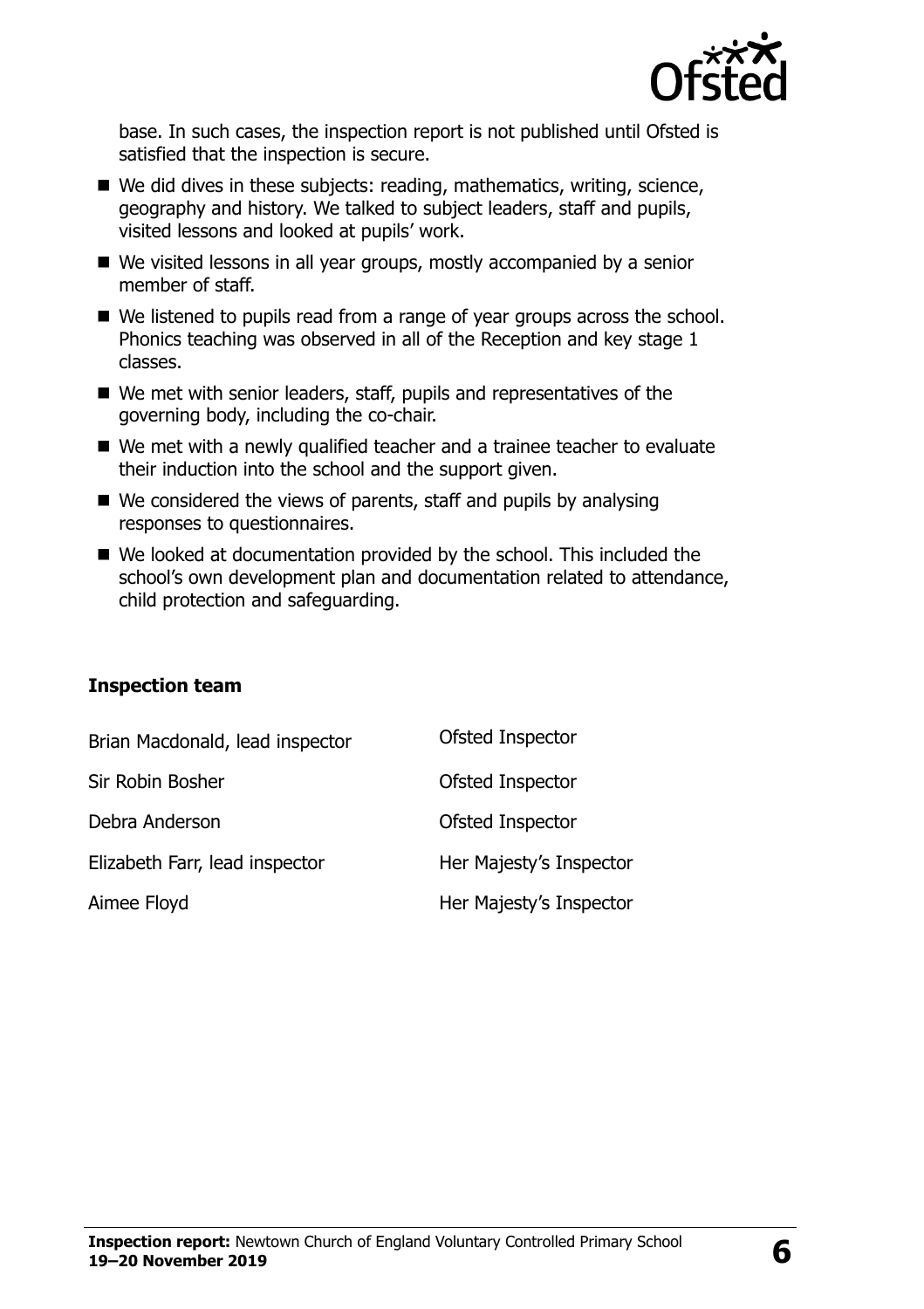base. In such cases, the inspection report is not published until Ofsted is satisfied that the inspection is secure.

- We did dives in these subjects: reading, mathematics, writing, science, geography and history. We talked to subject leaders, staff and pupils, visited lessons and looked at pupils' work.
- We visited lessons in all year groups, mostly accompanied by a senior member of staff.
- We listened to pupils read from a range of year groups across the school. Phonics teaching was observed in all of the Reception and key stage 1 classes.
- We met with senior leaders, staff, pupils and representatives of the governing body, including the co-chair.
- We met with a newly qualified teacher and a trainee teacher to evaluate their induction into the school and the support given.
- We considered the views of parents, staff and pupils by analysing responses to questionnaires.
- We looked at documentation provided by the school. This included the school's own development plan and documentation related to attendance, child protection and safeguarding.

**Inspection team**

| | |
|---|---|
| Brian Macdonald, lead inspector | Ofsted Inspector |
| Sir Robin Bosher | Ofsted Inspector |
| Debra Anderson | Ofsted Inspector |
| Elizabeth Farr, lead inspector | Her Majesty's Inspector |
| Aimee Floyd | Her Majesty's Inspector |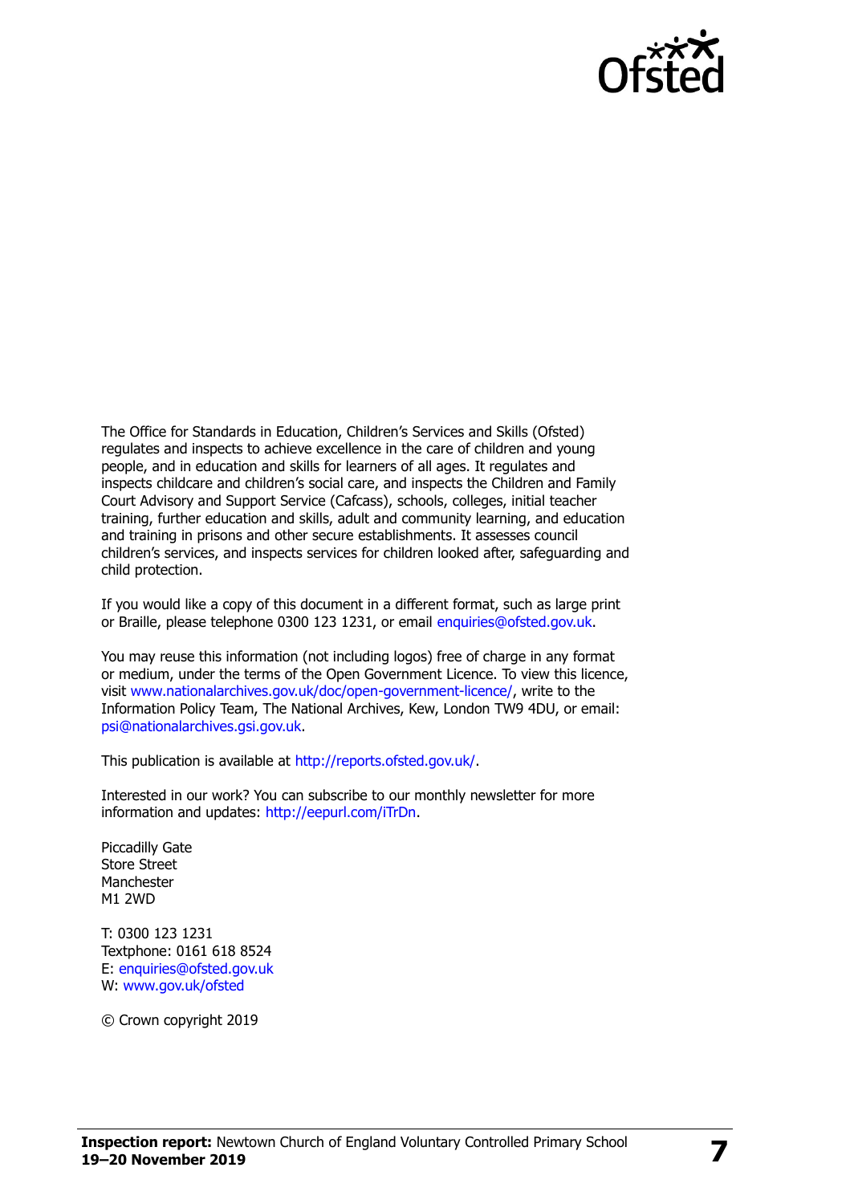The Office for Standards in Education, Children's Services and Skills (Ofsted) regulates and inspects to achieve excellence in the care of children and young people, and in education and skills for learners of all ages. It regulates and inspects childcare and children's social care, and inspects the Children and Family Court Advisory and Support Service (Cafcass), schools, colleges, initial teacher training, further education and skills, adult and community learning, and education and training in prisons and other secure establishments. It assesses council children's services, and inspects services for children looked after, safeguarding and child protection.

If you would like a copy of this document in a different format, such as large print or Braille, please telephone 0300 123 1231, or email enquiries@ofsted.gov.uk.

You may reuse this information (not including logos) free of charge in any format or medium, under the terms of the Open Government Licence. To view this licence, visit www.nationalarchives.gov.uk/doc/open-government-licence/, write to the Information Policy Team, The National Archives, Kew, London TW9 4DU, or email: psi@nationalarchives.gsi.gov.uk.

This publication is available at http://reports.ofsted.gov.uk/.

Interested in our work? You can subscribe to our monthly newsletter for more information and updates: http://eepurl.com/iTrDn.

Piccadilly Gate
Store Street
Manchester
M1 2WD

T: 0300 123 1231
Textphone: 0161 618 8524
E: enquiries@ofsted.gov.uk
W: www.gov.uk/ofsted

© Crown copyright 2019